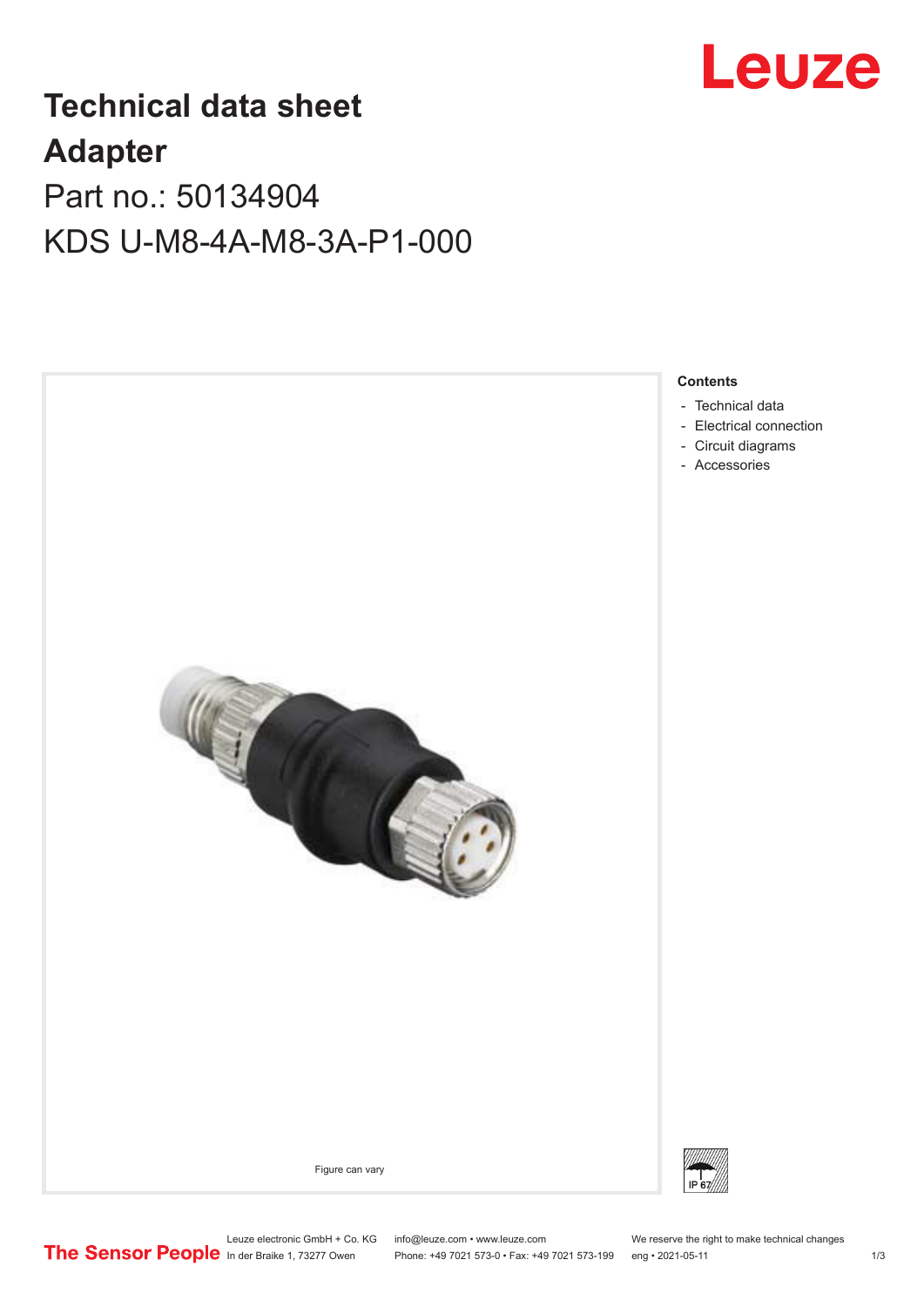# Technical data sheet

# Adapter

## Part no.: 50134904

## KDS U-M8-4A-M8-3A-P1-000

Figure can vary

**Contents**

- Technical data
- Electrical connection
- Circuit diagrams
- Accessories

IP 67

Leuze electronic GmbH + Co. KG
In der Braike 1, 73277 Owen

info@leuze.com • www.leuze.com
Phone: +49 7021 573-0 • Fax: +49 7021 573-199

We reserve the right to make technical changes
eng • 2021-05-11

The Sensor People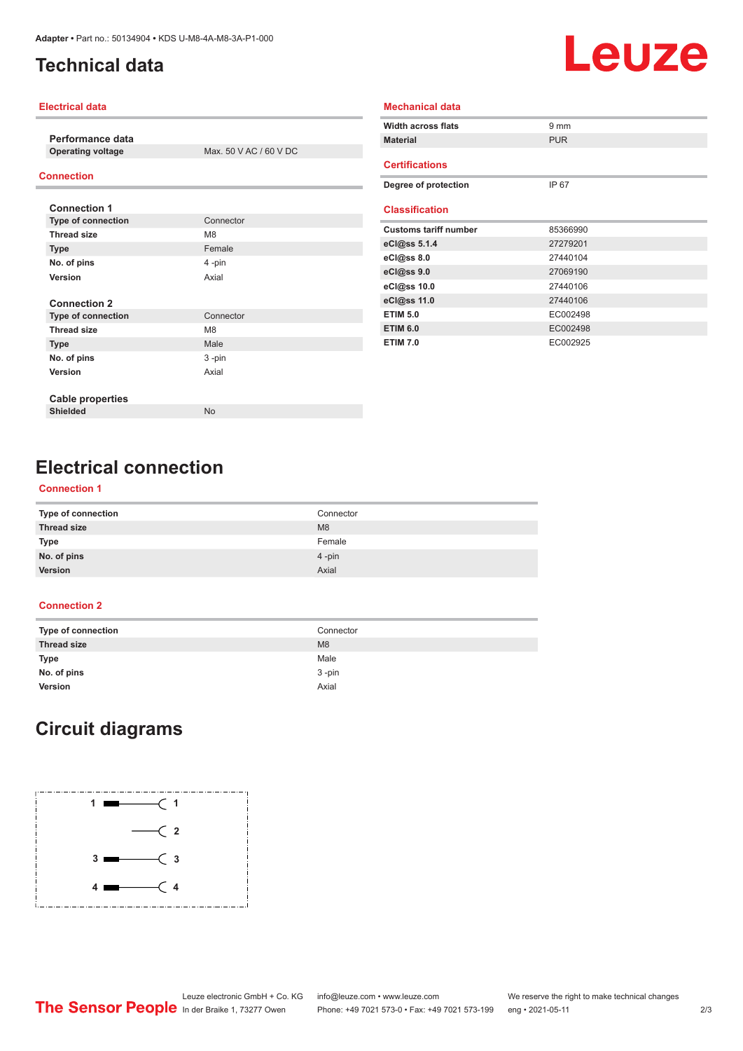# Technical data

## Electrical data

**Performance data**

| | |
|---|---|
| **Operating voltage** | Max. 50 V AC / 60 V DC |

## Connection

**Connection 1**

| | |
|---|---|
| **Type of connection** | Connector |
| **Thread size** | M8 |
| **Type** | Female |
| **No. of pins** | 4 -pin |
| **Version** | Axial |

**Connection 2**

| | |
|---|---|
| **Type of connection** | Connector |
| **Thread size** | M8 |
| **Type** | Male |
| **No. of pins** | 3 -pin |
| **Version** | Axial |

**Cable properties**

| | |
|---|---|
| **Shielded** | No |

## Mechanical data

| | |
|---|---|
| **Width across flats** | 9 mm |
| **Material** | PUR |

## Certifications

| | |
|---|---|
| **Degree of protection** | IP 67 |

## Classification

| | |
|---|---|
| **Customs tariff number** | 85366990 |
| **eCl@ss 5.1.4** | 27279201 |
| **eCl@ss 8.0** | 27440104 |
| **eCl@ss 9.0** | 27069190 |
| **eCl@ss 10.0** | 27440106 |
| **eCl@ss 11.0** | 27440106 |
| **ETIM 5.0** | EC002498 |
| **ETIM 6.0** | EC002498 |
| **ETIM 7.0** | EC002925 |

# Electrical connection

## Connection 1

| | |
|---|---|
| **Type of connection** | Connector |
| **Thread size** | M8 |
| **Type** | Female |
| **No. of pins** | 4 -pin |
| **Version** | Axial |

## Connection 2

| | |
|---|---|
| **Type of connection** | Connector |
| **Thread size** | M8 |
| **Type** | Male |
| **No. of pins** | 3 -pin |
| **Version** | Axial |

# Circuit diagrams

| | |
|---|---|
| 1 | 1 |
| | 2 |
| 3 | 3 |
| 4 | 4 |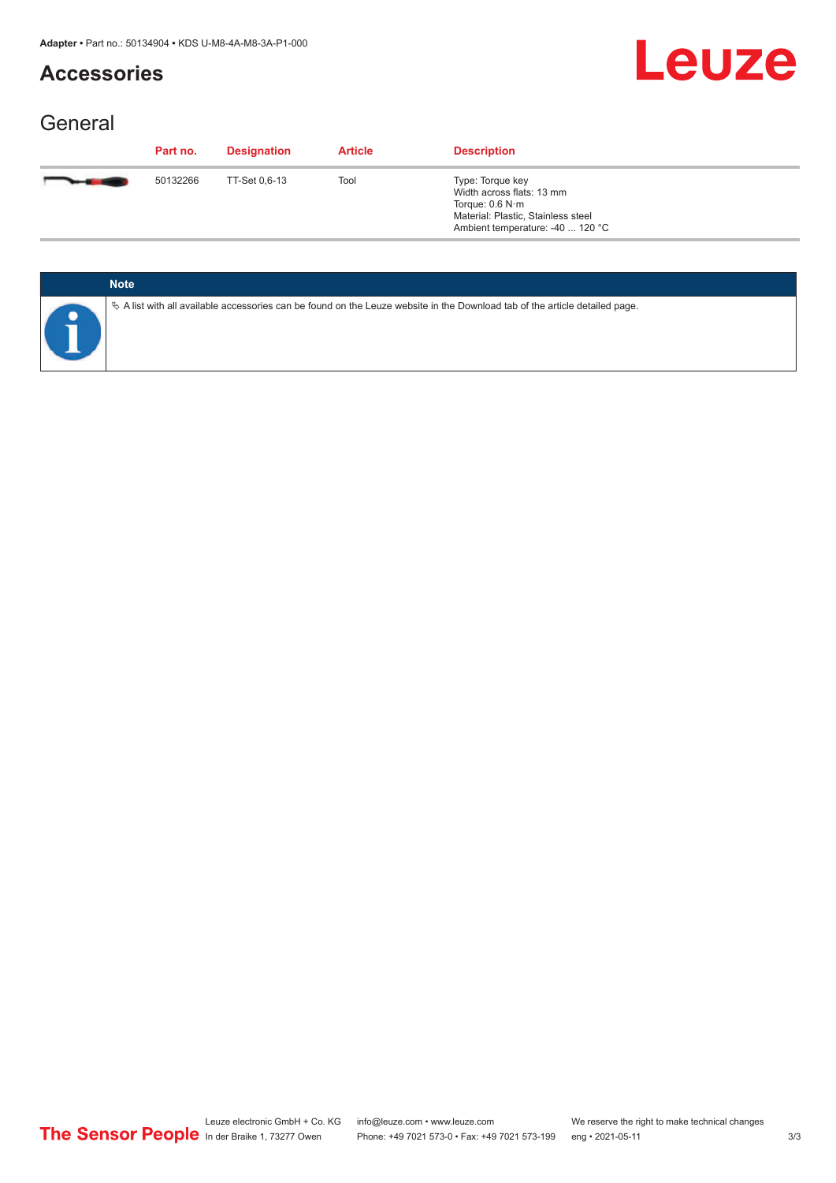# Accessories

## General

| | Part no. | Designation | Article | Description |
|---|---|---|---|---|
| | 50132266 | TT-Set 0,6-13 | Tool | Type: Torque key<br>Width across flats: 13 mm<br>Torque: 0.6 N·m<br>Material: Plastic, Stainless steel<br>Ambient temperature: -40 ... 120 °C |

**Note**

↬ A list with all available accessories can be found on the Leuze website in the Download tab of the article detailed page.